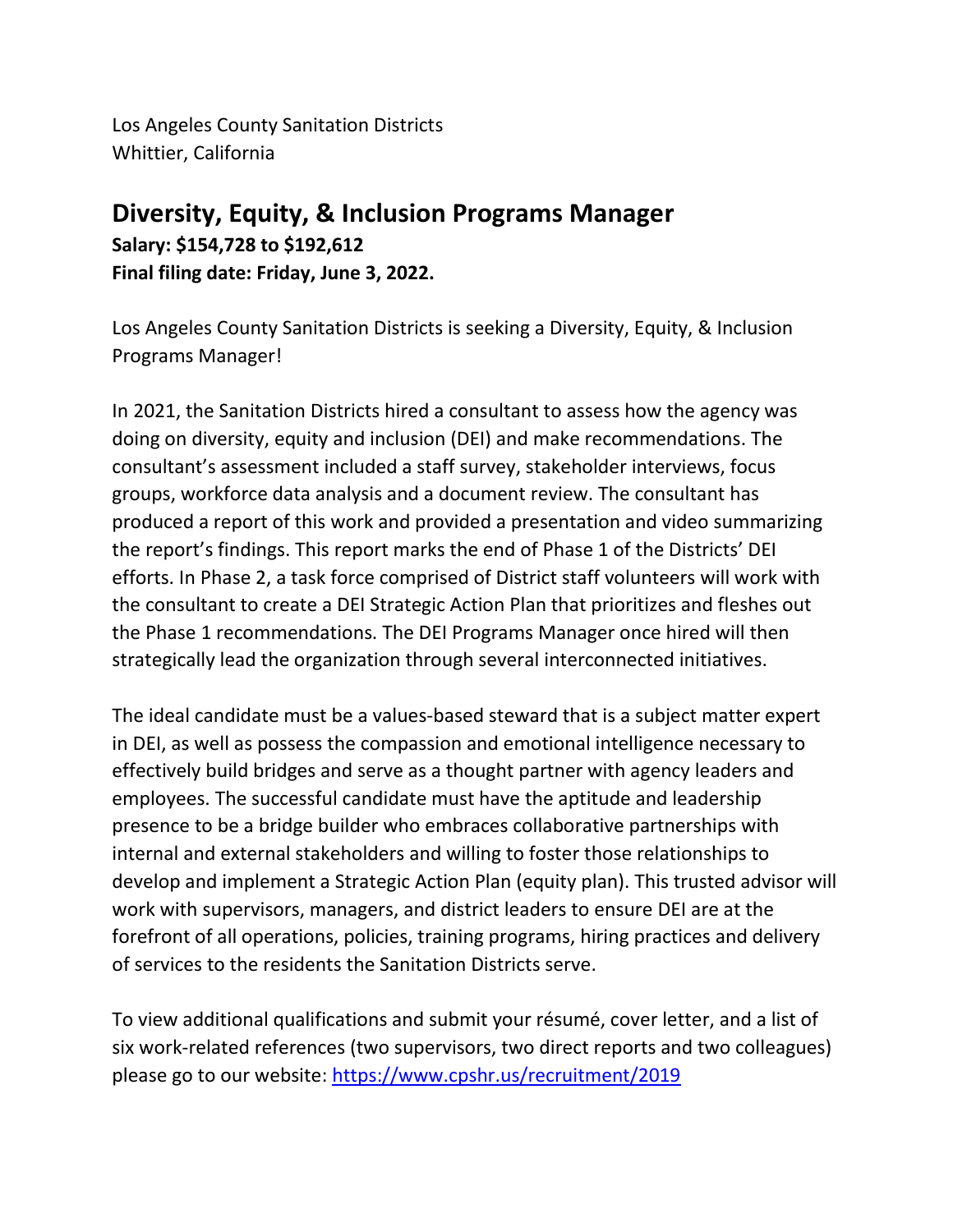Los Angeles County Sanitation Districts
Whittier, California

## Diversity, Equity, & Inclusion Programs Manager

**Salary: $154,728 to $192,612**
**Final filing date: Friday, June 3, 2022.**

Los Angeles County Sanitation Districts is seeking a Diversity, Equity, & Inclusion Programs Manager!

In 2021, the Sanitation Districts hired a consultant to assess how the agency was doing on diversity, equity and inclusion (DEI) and make recommendations. The consultant's assessment included a staff survey, stakeholder interviews, focus groups, workforce data analysis and a document review. The consultant has produced a report of this work and provided a presentation and video summarizing the report's findings. This report marks the end of Phase 1 of the Districts' DEI efforts. In Phase 2, a task force comprised of District staff volunteers will work with the consultant to create a DEI Strategic Action Plan that prioritizes and fleshes out the Phase 1 recommendations. The DEI Programs Manager once hired will then strategically lead the organization through several interconnected initiatives.

The ideal candidate must be a values-based steward that is a subject matter expert in DEI, as well as possess the compassion and emotional intelligence necessary to effectively build bridges and serve as a thought partner with agency leaders and employees. The successful candidate must have the aptitude and leadership presence to be a bridge builder who embraces collaborative partnerships with internal and external stakeholders and willing to foster those relationships to develop and implement a Strategic Action Plan (equity plan). This trusted advisor will work with supervisors, managers, and district leaders to ensure DEI are at the forefront of all operations, policies, training programs, hiring practices and delivery of services to the residents the Sanitation Districts serve.

To view additional qualifications and submit your résumé, cover letter, and a list of six work-related references (two supervisors, two direct reports and two colleagues) please go to our website: [https://www.cpshr.us/recruitment/2019](https://www.cpshr.us/recruitment/2019)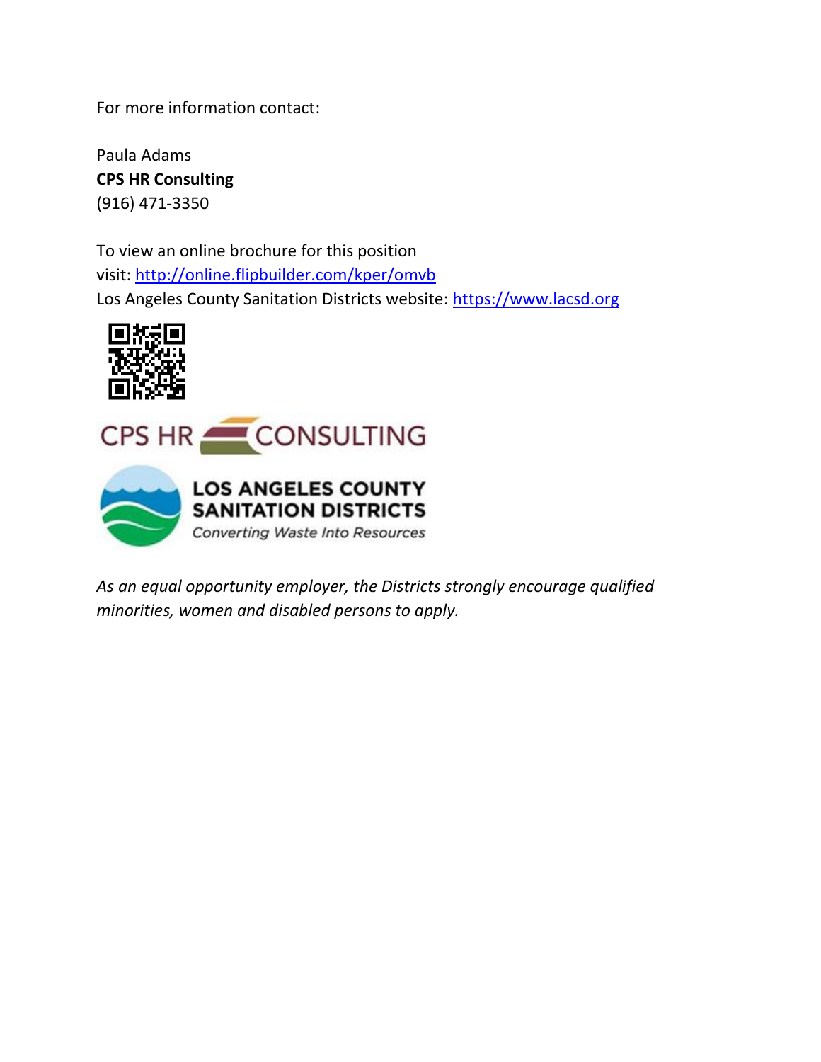For more information contact:

Paula Adams
**CPS HR Consulting**
(916) 471-3350

To view an online brochure for this position visit: http://online.flipbuilder.com/kper/omvb
Los Angeles County Sanitation Districts website: https://www.lacsd.org

CPS HR CONSULTING

LOS ANGELES COUNTY SANITATION DISTRICTS
*Converting Waste Into Resources*

*As an equal opportunity employer, the Districts strongly encourage qualified minorities, women and disabled persons to apply.*